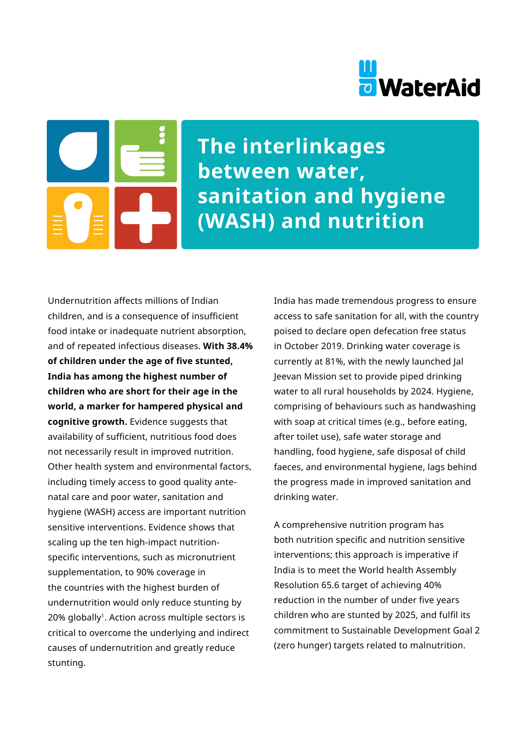WaterAid

# The interlinkages between water, sanitation and hygiene (WASH) and nutrition

Undernutrition affects millions of Indian children, and is a consequence of insufficient food intake or inadequate nutrient absorption, and of repeated infectious diseases. **With 38.4% of children under the age of five stunted, India has among the highest number of children who are short for their age in the world, a marker for hampered physical and cognitive growth.** Evidence suggests that availability of sufficient, nutritious food does not necessarily result in improved nutrition. Other health system and environmental factors, including timely access to good quality ante-natal care and poor water, sanitation and hygiene (WASH) access are important nutrition sensitive interventions. Evidence shows that scaling up the ten high-impact nutrition-specific interventions, such as micronutrient supplementation, to 90% coverage in the countries with the highest burden of undernutrition would only reduce stunting by 20% globally[1]. Action across multiple sectors is critical to overcome the underlying and indirect causes of undernutrition and greatly reduce stunting.

India has made tremendous progress to ensure access to safe sanitation for all, with the country poised to declare open defecation free status in October 2019. Drinking water coverage is currently at 81%, with the newly launched Jal Jeevan Mission set to provide piped drinking water to all rural households by 2024. Hygiene, comprising of behaviours such as handwashing with soap at critical times (e.g., before eating, after toilet use), safe water storage and handling, food hygiene, safe disposal of child faeces, and environmental hygiene, lags behind the progress made in improved sanitation and drinking water.

A comprehensive nutrition program has both nutrition specific and nutrition sensitive interventions; this approach is imperative if India is to meet the World health Assembly Resolution 65.6 target of achieving 40% reduction in the number of under five years children who are stunted by 2025, and fulfil its commitment to Sustainable Development Goal 2 (zero hunger) targets related to malnutrition.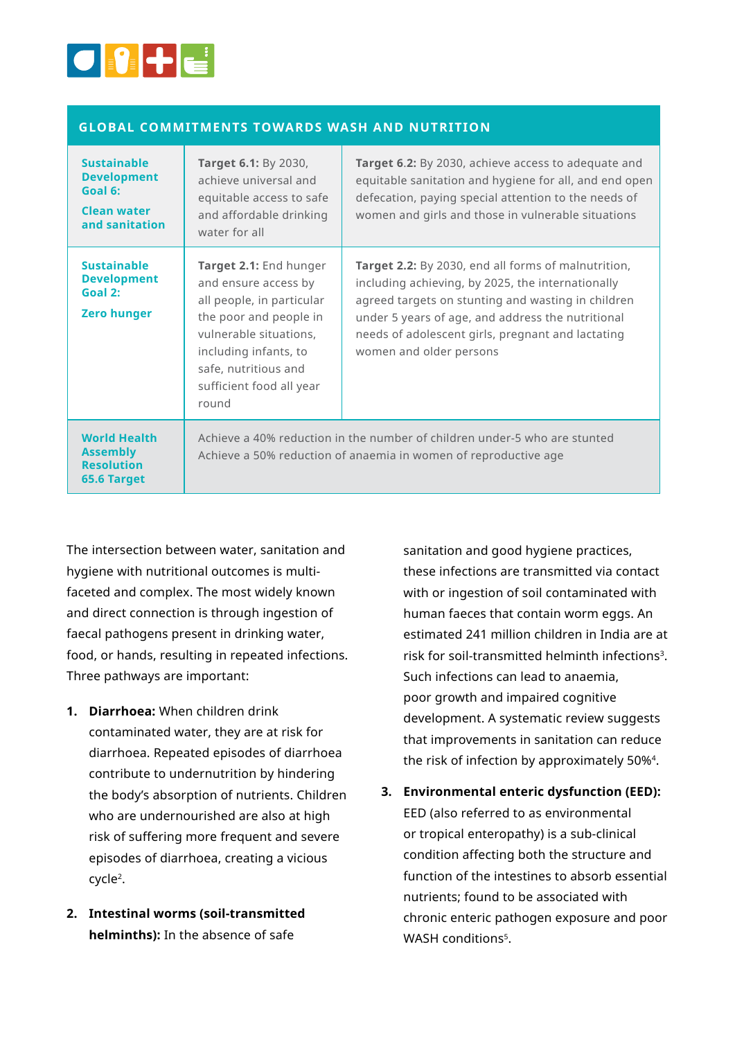| GLOBAL COMMITMENTS TOWARDS WASH AND NUTRITION | | |
|---|---|---|
| **Sustainable Development Goal 6: Clean water and sanitation** | **Target 6.1:** By 2030, achieve universal and equitable access to safe and affordable drinking water for all | **Target 6.2:** By 2030, achieve access to adequate and equitable sanitation and hygiene for all, and end open defecation, paying special attention to the needs of women and girls and those in vulnerable situations |
| **Sustainable Development Goal 2: Zero hunger** | **Target 2.1:** End hunger and ensure access by all people, in particular the poor and people in vulnerable situations, including infants, to safe, nutritious and sufficient food all year round | **Target 2.2:** By 2030, end all forms of malnutrition, including achieving, by 2025, the internationally agreed targets on stunting and wasting in children under 5 years of age, and address the nutritional needs of adolescent girls, pregnant and lactating women and older persons |
| **World Health Assembly Resolution 65.6 Target** | Achieve a 40% reduction in the number of children under-5 who are stunted<br>Achieve a 50% reduction of anaemia in women of reproductive age | |

The intersection between water, sanitation and hygiene with nutritional outcomes is multi-faceted and complex. The most widely known and direct connection is through ingestion of faecal pathogens present in drinking water, food, or hands, resulting in repeated infections. Three pathways are important:

1. **Diarrhoea:** When children drink contaminated water, they are at risk for diarrhoea. Repeated episodes of diarrhoea contribute to undernutrition by hindering the body's absorption of nutrients. Children who are undernourished are also at high risk of suffering more frequent and severe episodes of diarrhoea, creating a vicious cycle[2].

2. **Intestinal worms (soil-transmitted helminths):** In the absence of safe sanitation and good hygiene practices, these infections are transmitted via contact with or ingestion of soil contaminated with human faeces that contain worm eggs. An estimated 241 million children in India are at risk for soil-transmitted helminth infections[3]. Such infections can lead to anaemia, poor growth and impaired cognitive development. A systematic review suggests that improvements in sanitation can reduce the risk of infection by approximately 50%[4].

3. **Environmental enteric dysfunction (EED):** EED (also referred to as environmental or tropical enteropathy) is a sub-clinical condition affecting both the structure and function of the intestines to absorb essential nutrients; found to be associated with chronic enteric pathogen exposure and poor WASH conditions[5].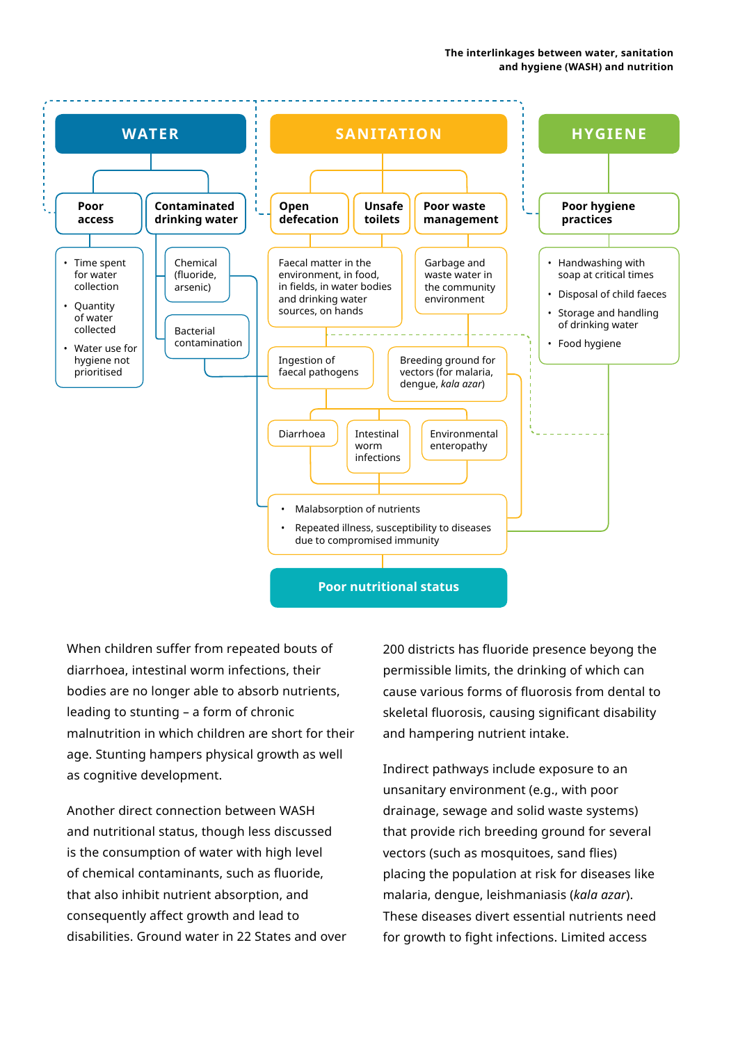**The interlinkages between water, sanitation and hygiene (WASH) and nutrition**

**WATER**

- **Poor access**
  - Time spent for water collection
  - Quantity of water collected
  - Water use for hygiene not prioritised
- **Contaminated drinking water**
  - Chemical (fluoride, arsenic)
  - Bacterial contamination

**SANITATION**

- **Open defecation**
- **Unsafe toilets**
- **Poor waste management**

Faecal matter in the environment, in food, in fields, in water bodies and drinking water sources, on hands

Garbage and waste water in the community environment

Ingestion of faecal pathogens

Breeding ground for vectors (for malaria, dengue, *kala azar*)

Diarrhoea | Intestinal worm infections | Environmental enteropathy

**HYGIENE**

- **Poor hygiene practices**
  - Handwashing with soap at critical times
  - Disposal of child faeces
  - Storage and handling of drinking water
  - Food hygiene

- Malabsorption of nutrients
- Repeated illness, susceptibility to diseases due to compromised immunity

**Poor nutritional status**

When children suffer from repeated bouts of diarrhoea, intestinal worm infections, their bodies are no longer able to absorb nutrients, leading to stunting – a form of chronic malnutrition in which children are short for their age. Stunting hampers physical growth as well as cognitive development.

Another direct connection between WASH and nutritional status, though less discussed is the consumption of water with high level of chemical contaminants, such as fluoride, that also inhibit nutrient absorption, and consequently affect growth and lead to disabilities. Ground water in 22 States and over 200 districts has fluoride presence beyong the permissible limits, the drinking of which can cause various forms of fluorosis from dental to skeletal fluorosis, causing significant disability and hampering nutrient intake.

Indirect pathways include exposure to an unsanitary environment (e.g., with poor drainage, sewage and solid waste systems) that provide rich breeding ground for several vectors (such as mosquitoes, sand flies) placing the population at risk for diseases like malaria, dengue, leishmaniasis (*kala azar*). These diseases divert essential nutrients need for growth to fight infections. Limited access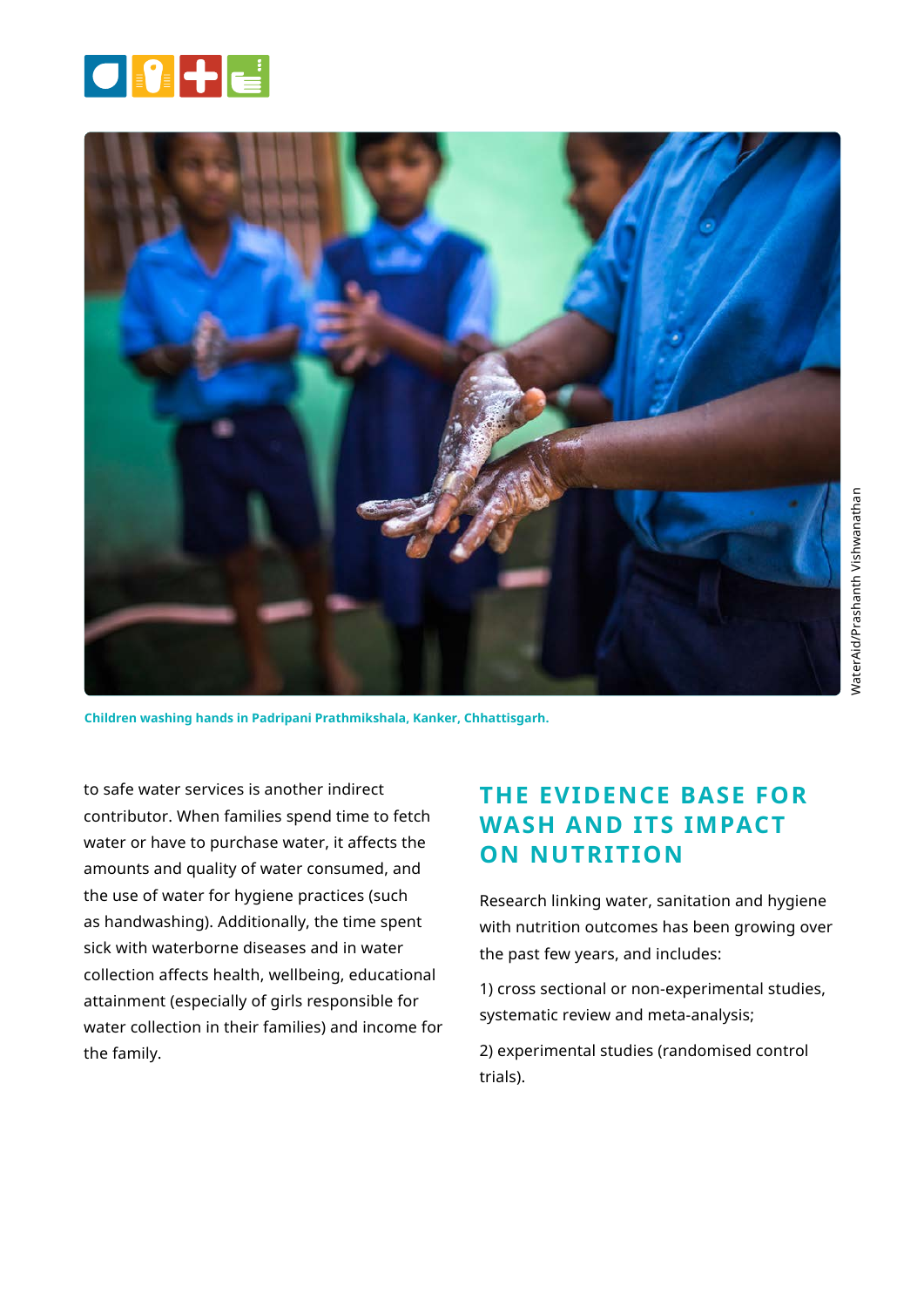Children washing hands in Padripani Prathmikshala, Kanker, Chhattisgarh.

WaterAid/Prashanth Vishwanathan

to safe water services is another indirect contributor. When families spend time to fetch water or have to purchase water, it affects the amounts and quality of water consumed, and the use of water for hygiene practices (such as handwashing). Additionally, the time spent sick with waterborne diseases and in water collection affects health, wellbeing, educational attainment (especially of girls responsible for water collection in their families) and income for the family.

## THE EVIDENCE BASE FOR WASH AND ITS IMPACT ON NUTRITION

Research linking water, sanitation and hygiene with nutrition outcomes has been growing over the past few years, and includes:

1) cross sectional or non-experimental studies, systematic review and meta-analysis;

2) experimental studies (randomised control trials).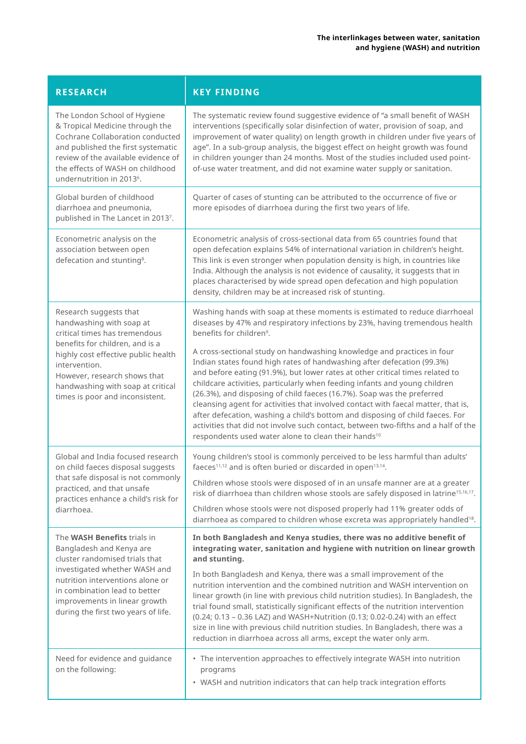| RESEARCH | KEY FINDING |
|---|---|
| The London School of Hygiene & Tropical Medicine through the Cochrane Collaboration conducted and published the first systematic review of the available evidence of the effects of WASH on childhood undernutrition in 2013[6]. | The systematic review found suggestive evidence of "a small benefit of WASH interventions (specifically solar disinfection of water, provision of soap, and improvement of water quality) on length growth in children under five years of age". In a sub-group analysis, the biggest effect on height growth was found in children younger than 24 months. Most of the studies included used point-of-use water treatment, and did not examine water supply or sanitation. |
| Global burden of childhood diarrhoea and pneumonia, published in The Lancet in 2013[7]. | Quarter of cases of stunting can be attributed to the occurrence of five or more episodes of diarrhoea during the first two years of life. |
| Econometric analysis on the association between open defecation and stunting[8]. | Econometric analysis of cross-sectional data from 65 countries found that open defecation explains 54% of international variation in children's height. This link is even stronger when population density is high, in countries like India. Although the analysis is not evidence of causality, it suggests that in places characterised by wide spread open defecation and high population density, children may be at increased risk of stunting. |
| Research suggests that handwashing with soap at critical times has tremendous benefits for children, and is a highly cost effective public health intervention.<br>However, research shows that handwashing with soap at critical times is poor and inconsistent. | Washing hands with soap at these moments is estimated to reduce diarrhoeal diseases by 47% and respiratory infections by 23%, having tremendous health benefits for children[9].<br><br>A cross-sectional study on handwashing knowledge and practices in four Indian states found high rates of handwashing after defecation (99.3%) and before eating (91.9%), but lower rates at other critical times related to childcare activities, particularly when feeding infants and young children (26.3%), and disposing of child faeces (16.7%). Soap was the preferred cleansing agent for activities that involved contact with faecal matter, that is, after defecation, washing a child's bottom and disposing of child faeces. For activities that did not involve such contact, between two-fifths and a half of the respondents used water alone to clean their hands[10] |
| Global and India focused research on child faeces disposal suggests that safe disposal is not commonly practiced, and that unsafe practices enhance a child's risk for diarrhoea. | Young children's stool is commonly perceived to be less harmful than adults' faeces[11,12] and is often buried or discarded in open[13,14].<br><br>Children whose stools were disposed of in an unsafe manner are at a greater risk of diarrhoea than children whose stools are safely disposed in latrine[15,16,17].<br><br>Children whose stools were not disposed properly had 11% greater odds of diarrhoea as compared to children whose excreta was appropriately handled[18]. |
| The **WASH Benefits** trials in Bangladesh and Kenya are cluster randomised trials that investigated whether WASH and nutrition interventions alone or in combination lead to better improvements in linear growth during the first two years of life. | **In both Bangladesh and Kenya studies, there was no additive benefit of integrating water, sanitation and hygiene with nutrition on linear growth and stunting.**<br><br>In both Bangladesh and Kenya, there was a small improvement of the nutrition intervention and the combined nutrition and WASH intervention on linear growth (in line with previous child nutrition studies). In Bangladesh, the trial found small, statistically significant effects of the nutrition intervention (0.24; 0.13 – 0.36 LAZ) and WASH+Nutrition (0.13; 0.02-0.24) with an effect size in line with previous child nutrition studies. In Bangladesh, there was a reduction in diarrhoea across all arms, except the water only arm. |
| Need for evidence and guidance on the following: | • The intervention approaches to effectively integrate WASH into nutrition programs<br>• WASH and nutrition indicators that can help track integration efforts |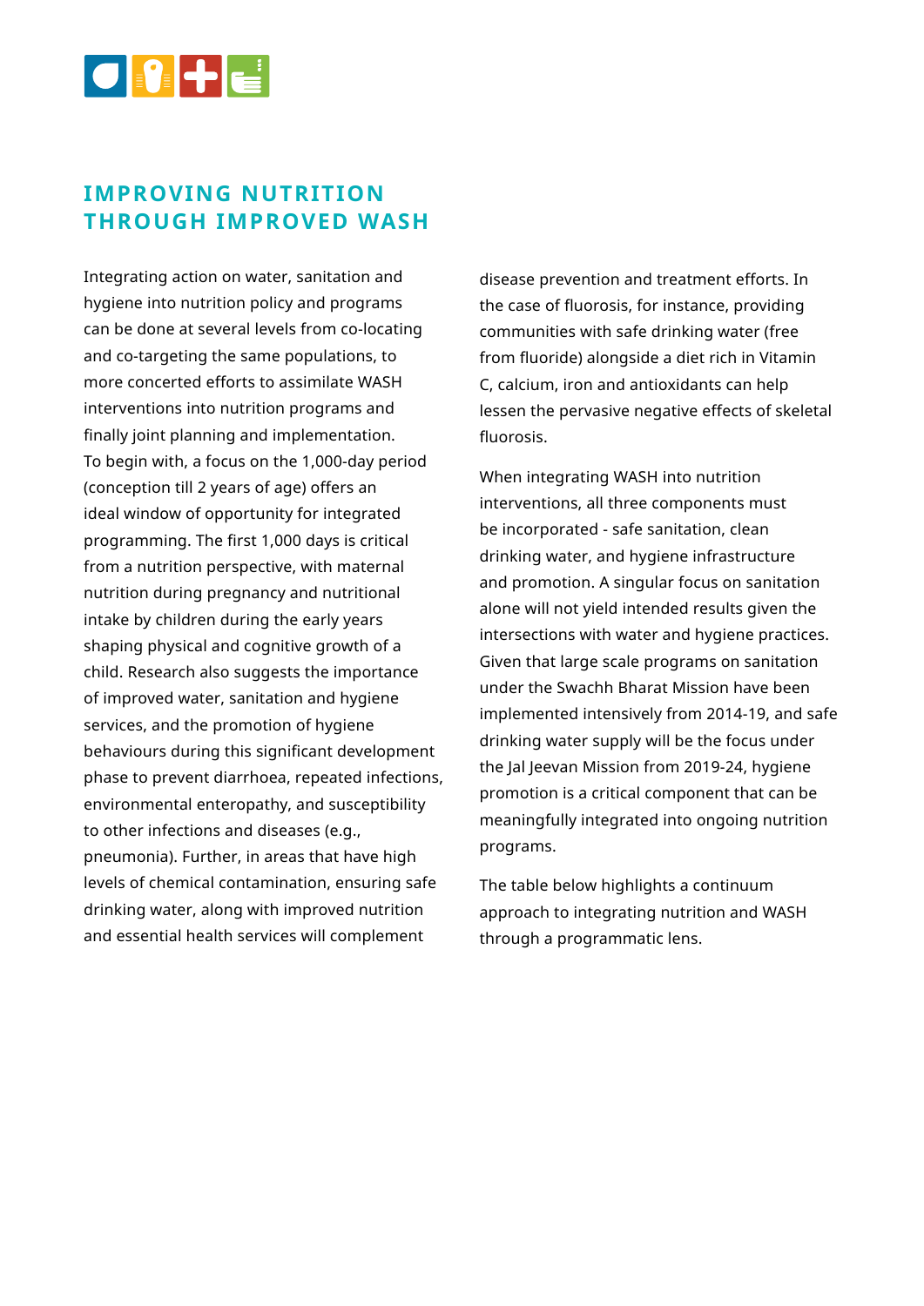# IMPROVING NUTRITION THROUGH IMPROVED WASH

Integrating action on water, sanitation and hygiene into nutrition policy and programs can be done at several levels from co-locating and co-targeting the same populations, to more concerted efforts to assimilate WASH interventions into nutrition programs and finally joint planning and implementation. To begin with, a focus on the 1,000-day period (conception till 2 years of age) offers an ideal window of opportunity for integrated programming. The first 1,000 days is critical from a nutrition perspective, with maternal nutrition during pregnancy and nutritional intake by children during the early years shaping physical and cognitive growth of a child. Research also suggests the importance of improved water, sanitation and hygiene services, and the promotion of hygiene behaviours during this significant development phase to prevent diarrhoea, repeated infections, environmental enteropathy, and susceptibility to other infections and diseases (e.g., pneumonia). Further, in areas that have high levels of chemical contamination, ensuring safe drinking water, along with improved nutrition and essential health services will complement disease prevention and treatment efforts. In the case of fluorosis, for instance, providing communities with safe drinking water (free from fluoride) alongside a diet rich in Vitamin C, calcium, iron and antioxidants can help lessen the pervasive negative effects of skeletal fluorosis.

When integrating WASH into nutrition interventions, all three components must be incorporated - safe sanitation, clean drinking water, and hygiene infrastructure and promotion. A singular focus on sanitation alone will not yield intended results given the intersections with water and hygiene practices. Given that large scale programs on sanitation under the Swachh Bharat Mission have been implemented intensively from 2014-19, and safe drinking water supply will be the focus under the Jal Jeevan Mission from 2019-24, hygiene promotion is a critical component that can be meaningfully integrated into ongoing nutrition programs.

The table below highlights a continuum approach to integrating nutrition and WASH through a programmatic lens.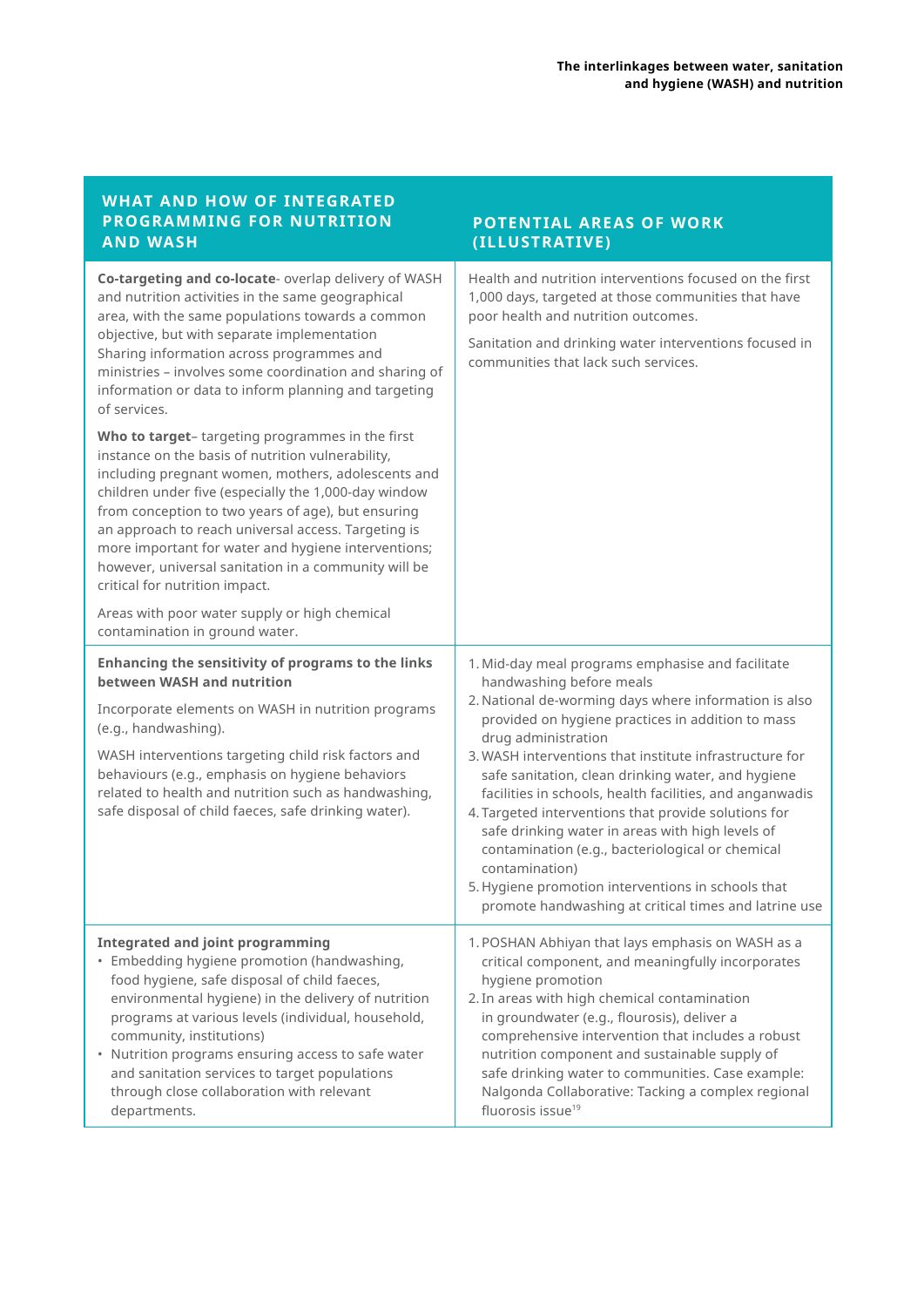| WHAT AND HOW OF INTEGRATED PROGRAMMING FOR NUTRITION AND WASH | POTENTIAL AREAS OF WORK (ILLUSTRATIVE) |
| --- | --- |
| **Co-targeting and co-locate**- overlap delivery of WASH and nutrition activities in the same geographical area, with the same populations towards a common objective, but with separate implementation Sharing information across programmes and ministries – involves some coordination and sharing of information or data to inform planning and targeting of services.<br><br>**Who to target**– targeting programmes in the first instance on the basis of nutrition vulnerability, including pregnant women, mothers, adolescents and children under five (especially the 1,000-day window from conception to two years of age), but ensuring an approach to reach universal access. Targeting is more important for water and hygiene interventions; however, universal sanitation in a community will be critical for nutrition impact.<br><br>Areas with poor water supply or high chemical contamination in ground water. | Health and nutrition interventions focused on the first 1,000 days, targeted at those communities that have poor health and nutrition outcomes.<br><br>Sanitation and drinking water interventions focused in communities that lack such services. |
| **Enhancing the sensitivity of programs to the links between WASH and nutrition**<br><br>Incorporate elements on WASH in nutrition programs (e.g., handwashing).<br><br>WASH interventions targeting child risk factors and behaviours (e.g., emphasis on hygiene behaviors related to health and nutrition such as handwashing, safe disposal of child faeces, safe drinking water). | 1. Mid-day meal programs emphasise and facilitate handwashing before meals<br>2. National de-worming days where information is also provided on hygiene practices in addition to mass drug administration<br>3. WASH interventions that institute infrastructure for safe sanitation, clean drinking water, and hygiene facilities in schools, health facilities, and anganwadis<br>4. Targeted interventions that provide solutions for safe drinking water in areas with high levels of contamination (e.g., bacteriological or chemical contamination)<br>5. Hygiene promotion interventions in schools that promote handwashing at critical times and latrine use |
| **Integrated and joint programming**<br>• Embedding hygiene promotion (handwashing, food hygiene, safe disposal of child faeces, environmental hygiene) in the delivery of nutrition programs at various levels (individual, household, community, institutions)<br>• Nutrition programs ensuring access to safe water and sanitation services to target populations through close collaboration with relevant departments. | 1. POSHAN Abhiyan that lays emphasis on WASH as a critical component, and meaningfully incorporates hygiene promotion<br>2. In areas with high chemical contamination in groundwater (e.g., flourosis), deliver a comprehensive intervention that includes a robust nutrition component and sustainable supply of safe drinking water to communities. Case example: Nalgonda Collaborative: Tacking a complex regional fluorosis issue[19] |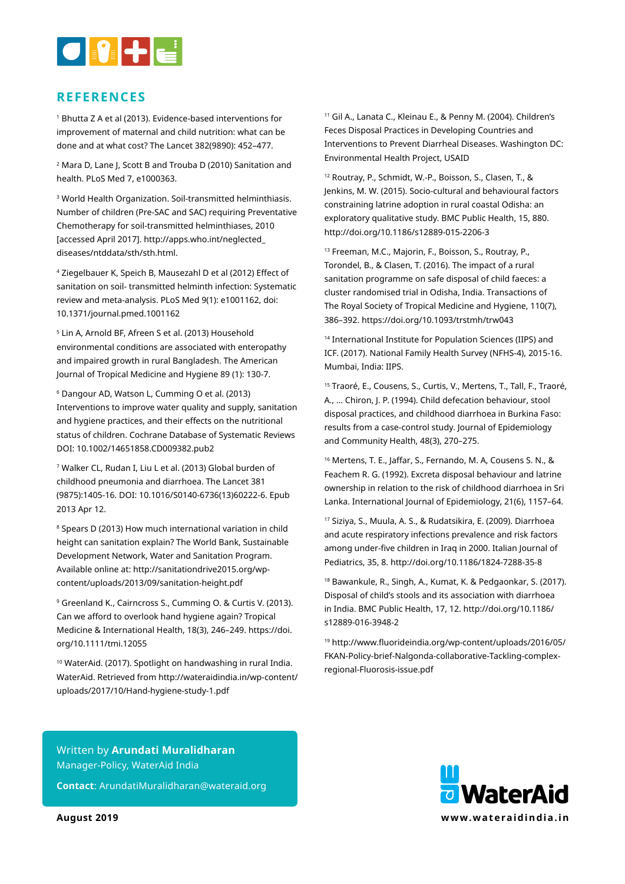## REFERENCES

[1] Bhutta Z A et al (2013). Evidence-based interventions for improvement of maternal and child nutrition: what can be done and at what cost? The Lancet 382(9890): 452–477.

[2] Mara D, Lane J, Scott B and Trouba D (2010) Sanitation and health. PLoS Med 7, e1000363.

[3] World Health Organization. Soil-transmitted helminthiasis. Number of children (Pre-SAC and SAC) requiring Preventative Chemotherapy for soil-transmitted helminthiases, 2010 [accessed April 2017]. http://apps.who.int/neglected_diseases/ntddata/sth/sth.html.

[4] Ziegelbauer K, Speich B, Mausezahl D et al (2012) Effect of sanitation on soil- transmitted helminth infection: Systematic review and meta-analysis. PLoS Med 9(1): e1001162, doi: 10.1371/journal.pmed.1001162

[5] Lin A, Arnold BF, Afreen S et al. (2013) Household environmental conditions are associated with enteropathy and impaired growth in rural Bangladesh. The American Journal of Tropical Medicine and Hygiene 89 (1): 130-7.

[6] Dangour AD, Watson L, Cumming O et al. (2013) Interventions to improve water quality and supply, sanitation and hygiene practices, and their effects on the nutritional status of children. Cochrane Database of Systematic Reviews DOI: 10.1002/14651858.CD009382.pub2

[7] Walker CL, Rudan I, Liu L et al. (2013) Global burden of childhood pneumonia and diarrhoea. The Lancet 381 (9875):1405-16. DOI: 10.1016/S0140-6736(13)60222-6. Epub 2013 Apr 12.

[8] Spears D (2013) How much international variation in child height can sanitation explain? The World Bank, Sustainable Development Network, Water and Sanitation Program. Available online at: http://sanitationdrive2015.org/wp-content/uploads/2013/09/sanitation-height.pdf

[9] Greenland K., Cairncross S., Cumming O. & Curtis V. (2013). Can we afford to overlook hand hygiene again? Tropical Medicine & International Health, 18(3), 246–249. https://doi.org/10.1111/tmi.12055

[10] WaterAid. (2017). Spotlight on handwashing in rural India. WaterAid. Retrieved from http://wateraidindia.in/wp-content/uploads/2017/10/Hand-hygiene-study-1.pdf

[11] Gil A., Lanata C., Kleinau E., & Penny M. (2004). Children's Feces Disposal Practices in Developing Countries and Interventions to Prevent Diarrheal Diseases. Washington DC: Environmental Health Project, USAID

[12] Routray, P., Schmidt, W.-P., Boisson, S., Clasen, T., & Jenkins, M. W. (2015). Socio-cultural and behavioural factors constraining latrine adoption in rural coastal Odisha: an exploratory qualitative study. BMC Public Health, 15, 880. http://doi.org/10.1186/s12889-015-2206-3

[13] Freeman, M.C., Majorin, F., Boisson, S., Routray, P., Torondel, B., & Clasen, T. (2016). The impact of a rural sanitation programme on safe disposal of child faeces: a cluster randomised trial in Odisha, India. Transactions of The Royal Society of Tropical Medicine and Hygiene, 110(7), 386–392. https://doi.org/10.1093/trstmh/trw043

[14] International Institute for Population Sciences (IIPS) and ICF. (2017). National Family Health Survey (NFHS-4), 2015-16. Mumbai, India: IIPS.

[15] Traoré, E., Cousens, S., Curtis, V., Mertens, T., Tall, F., Traoré, A., … Chiron, J. P. (1994). Child defecation behaviour, stool disposal practices, and childhood diarrhoea in Burkina Faso: results from a case-control study. Journal of Epidemiology and Community Health, 48(3), 270–275.

[16] Mertens, T. E., Jaffar, S., Fernando, M. A, Cousens S. N., & Feachem R. G. (1992). Excreta disposal behaviour and latrine ownership in relation to the risk of childhood diarrhoea in Sri Lanka. International Journal of Epidemiology, 21(6), 1157–64.

[17] Siziya, S., Muula, A. S., & Rudatsikira, E. (2009). Diarrhoea and acute respiratory infections prevalence and risk factors among under-five children in Iraq in 2000. Italian Journal of Pediatrics, 35, 8. http://doi.org/10.1186/1824-7288-35-8

[18] Bawankule, R., Singh, A., Kumat, K. & Pedgaonkar, S. (2017). Disposal of child's stools and its association with diarrhoea in India. BMC Public Health, 17, 12. http://doi.org/10.1186/s12889-016-3948-2

[19] http://www.fluorideindia.org/wp-content/uploads/2016/05/FKAN-Policy-brief-Nalgonda-collaborative-Tackling-complex-regional-Fluorosis-issue.pdf

Written by **Arundati Muralidharan**
Manager-Policy, WaterAid India

**Contact**: ArundatiMuralidharan@wateraid.org

**August 2019**

WaterAid

www.wateraidindia.in